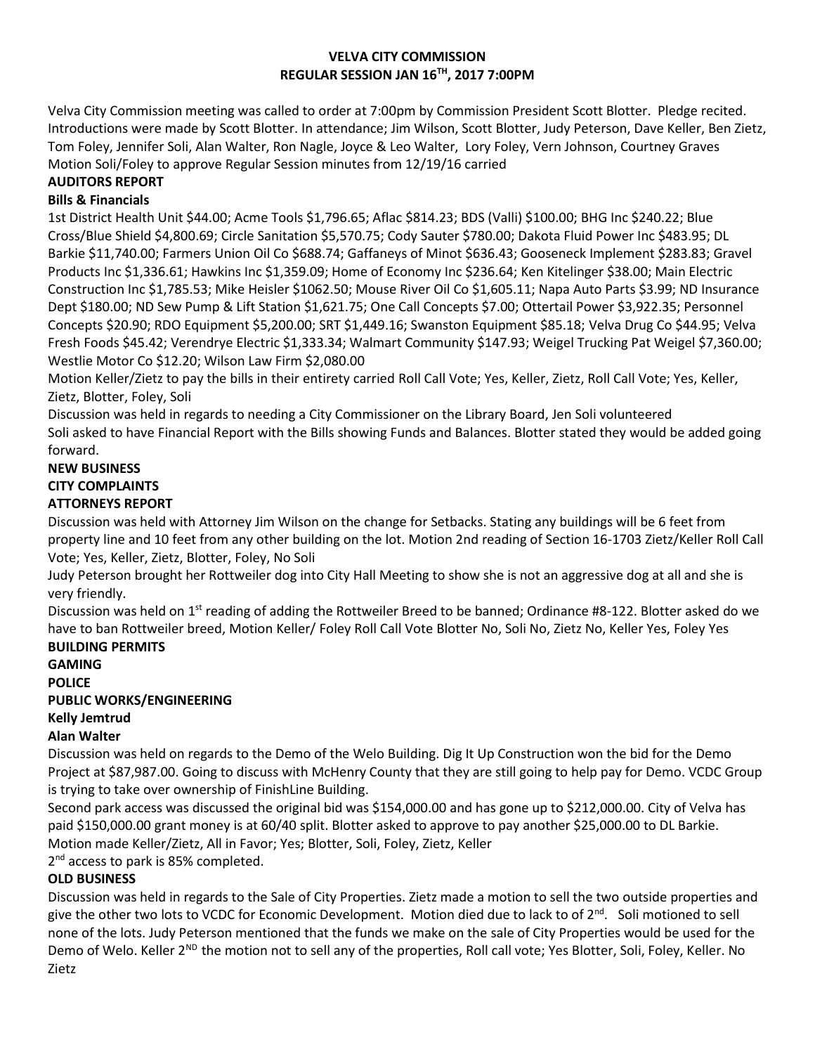# VELVA CITY COMMISSION
## REGULAR SESSION JAN 16TH, 2017 7:00PM

Velva City Commission meeting was called to order at 7:00pm by Commission President Scott Blotter. Pledge recited. Introductions were made by Scott Blotter. In attendance; Jim Wilson, Scott Blotter, Judy Peterson, Dave Keller, Ben Zietz, Tom Foley, Jennifer Soli, Alan Walter, Ron Nagle, Joyce & Leo Walter, Lory Foley, Vern Johnson, Courtney Graves
Motion Soli/Foley to approve Regular Session minutes from 12/19/16 carried

**AUDITORS REPORT**

**Bills & Financials**

1st District Health Unit $44.00; Acme Tools $1,796.65; Aflac $814.23; BDS (Valli) $100.00; BHG Inc $240.22; Blue Cross/Blue Shield $4,800.69; Circle Sanitation $5,570.75; Cody Sauter $780.00; Dakota Fluid Power Inc $483.95; DL Barkie $11,740.00; Farmers Union Oil Co $688.74; Gaffaneys of Minot $636.43; Gooseneck Implement $283.83; Gravel Products Inc $1,336.61; Hawkins Inc $1,359.09; Home of Economy Inc $236.64; Ken Kitelinger $38.00; Main Electric Construction Inc $1,785.53; Mike Heisler $1062.50; Mouse River Oil Co $1,605.11; Napa Auto Parts $3.99; ND Insurance Dept $180.00; ND Sew Pump & Lift Station $1,621.75; One Call Concepts $7.00; Ottertail Power $3,922.35; Personnel Concepts $20.90; RDO Equipment $5,200.00; SRT $1,449.16; Swanston Equipment $85.18; Velva Drug Co $44.95; Velva Fresh Foods $45.42; Verendrye Electric $1,333.34; Walmart Community $147.93; Weigel Trucking Pat Weigel $7,360.00; Westlie Motor Co $12.20; Wilson Law Firm $2,080.00

Motion Keller/Zietz to pay the bills in their entirety carried Roll Call Vote; Yes, Keller, Zietz, Roll Call Vote; Yes, Keller, Zietz, Blotter, Foley, Soli

Discussion was held in regards to needing a City Commissioner on the Library Board, Jen Soli volunteered

Soli asked to have Financial Report with the Bills showing Funds and Balances. Blotter stated they would be added going forward.

**NEW BUSINESS**

**CITY COMPLAINTS**

**ATTORNEYS REPORT**

Discussion was held with Attorney Jim Wilson on the change for Setbacks. Stating any buildings will be 6 feet from property line and 10 feet from any other building on the lot. Motion 2nd reading of Section 16-1703 Zietz/Keller Roll Call Vote; Yes, Keller, Zietz, Blotter, Foley, No Soli

Judy Peterson brought her Rottweiler dog into City Hall Meeting to show she is not an aggressive dog at all and she is very friendly.

Discussion was held on 1st reading of adding the Rottweiler Breed to be banned; Ordinance #8-122. Blotter asked do we have to ban Rottweiler breed, Motion Keller/ Foley Roll Call Vote Blotter No, Soli No, Zietz No, Keller Yes, Foley Yes

**BUILDING PERMITS**

**GAMING**

**POLICE**

**PUBLIC WORKS/ENGINEERING**

**Kelly Jemtrud**

**Alan Walter**

Discussion was held on regards to the Demo of the Welo Building. Dig It Up Construction won the bid for the Demo Project at $87,987.00. Going to discuss with McHenry County that they are still going to help pay for Demo. VCDC Group is trying to take over ownership of FinishLine Building.

Second park access was discussed the original bid was $154,000.00 and has gone up to $212,000.00. City of Velva has paid $150,000.00 grant money is at 60/40 split. Blotter asked to approve to pay another $25,000.00 to DL Barkie. Motion made Keller/Zietz, All in Favor; Yes; Blotter, Soli, Foley, Zietz, Keller

2nd access to park is 85% completed.

**OLD BUSINESS**

Discussion was held in regards to the Sale of City Properties. Zietz made a motion to sell the two outside properties and give the other two lots to VCDC for Economic Development. Motion died due to lack to of 2nd. Soli motioned to sell none of the lots. Judy Peterson mentioned that the funds we make on the sale of City Properties would be used for the Demo of Welo. Keller 2ND the motion not to sell any of the properties, Roll call vote; Yes Blotter, Soli, Foley, Keller. No Zietz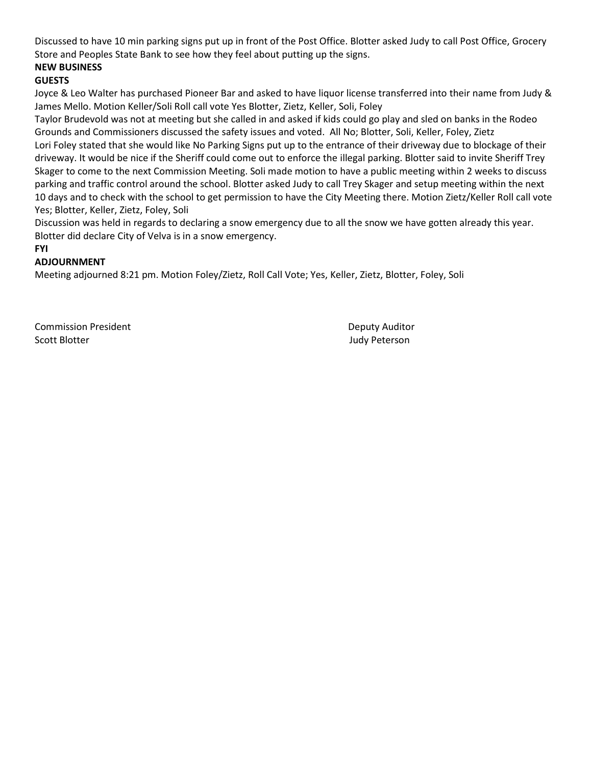Discussed to have 10 min parking signs put up in front of the Post Office. Blotter asked Judy to call Post Office, Grocery Store and Peoples State Bank to see how they feel about putting up the signs.

**NEW BUSINESS**

**GUESTS**

Joyce & Leo Walter has purchased Pioneer Bar and asked to have liquor license transferred into their name from Judy & James Mello. Motion Keller/Soli Roll call vote Yes Blotter, Zietz, Keller, Soli, Foley

Taylor Brudevold was not at meeting but she called in and asked if kids could go play and sled on banks in the Rodeo Grounds and Commissioners discussed the safety issues and voted. All No; Blotter, Soli, Keller, Foley, Zietz

Lori Foley stated that she would like No Parking Signs put up to the entrance of their driveway due to blockage of their driveway. It would be nice if the Sheriff could come out to enforce the illegal parking. Blotter said to invite Sheriff Trey Skager to come to the next Commission Meeting. Soli made motion to have a public meeting within 2 weeks to discuss parking and traffic control around the school. Blotter asked Judy to call Trey Skager and setup meeting within the next 10 days and to check with the school to get permission to have the City Meeting there. Motion Zietz/Keller Roll call vote Yes; Blotter, Keller, Zietz, Foley, Soli

Discussion was held in regards to declaring a snow emergency due to all the snow we have gotten already this year. Blotter did declare City of Velva is in a snow emergency.

**FYI**

**ADJOURNMENT**

Meeting adjourned 8:21 pm. Motion Foley/Zietz, Roll Call Vote; Yes, Keller, Zietz, Blotter, Foley, Soli

Commission President
Scott Blotter

Deputy Auditor
Judy Peterson